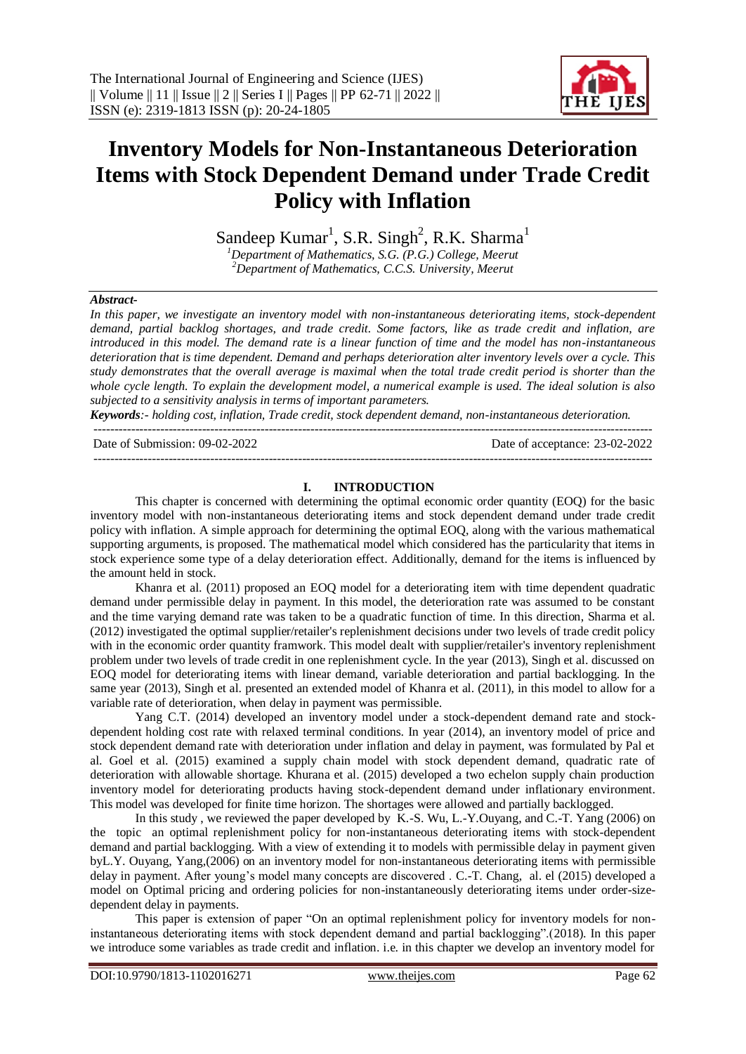# Inventory Models for Non-Instantaneous Deterioration Items with Stock Dependent Demand under Trade Credit Policy with Inflation

Sandeep Kumar[1], S.R. Singh[2], R.K. Sharma[1]

[1]Department of Mathematics, S.G. (P.G.) College, Meerut
[2]Department of Mathematics, C.C.S. University, Meerut

***Abstract-***

*In this paper, we investigate an inventory model with non-instantaneous deteriorating items, stock-dependent demand, partial backlog shortages, and trade credit. Some factors, like as trade credit and inflation, are introduced in this model. The demand rate is a linear function of time and the model has non-instantaneous deterioration that is time dependent. Demand and perhaps deterioration alter inventory levels over a cycle. This study demonstrates that the overall average is maximal when the total trade credit period is shorter than the whole cycle length. To explain the development model, a numerical example is used. The ideal solution is also subjected to a sensitivity analysis in terms of important parameters.*

***Keywords****:- holding cost, inflation, Trade credit, stock dependent demand, non-instantaneous deterioration.*

Date of Submission: 09-02-2022 Date of acceptance: 23-02-2022

## I. INTRODUCTION

This chapter is concerned with determining the optimal economic order quantity (EOQ) for the basic inventory model with non-instantaneous deteriorating items and stock dependent demand under trade credit policy with inflation. A simple approach for determining the optimal EOQ, along with the various mathematical supporting arguments, is proposed. The mathematical model which considered has the particularity that items in stock experience some type of a delay deterioration effect. Additionally, demand for the items is influenced by the amount held in stock.

Khanra et al. (2011) proposed an EOQ model for a deteriorating item with time dependent quadratic demand under permissible delay in payment. In this model, the deterioration rate was assumed to be constant and the time varying demand rate was taken to be a quadratic function of time. In this direction, Sharma et al. (2012) investigated the optimal supplier/retailer's replenishment decisions under two levels of trade credit policy with in the economic order quantity framwork. This model dealt with supplier/retailer's inventory replenishment problem under two levels of trade credit in one replenishment cycle. In the year (2013), Singh et al. discussed on EOQ model for deteriorating items with linear demand, variable deterioration and partial backlogging. In the same year (2013), Singh et al. presented an extended model of Khanra et al. (2011), in this model to allow for a variable rate of deterioration, when delay in payment was permissible.

Yang C.T. (2014) developed an inventory model under a stock-dependent demand rate and stock-dependent holding cost rate with relaxed terminal conditions. In year (2014), an inventory model of price and stock dependent demand rate with deterioration under inflation and delay in payment, was formulated by Pal et al. Goel et al. (2015) examined a supply chain model with stock dependent demand, quadratic rate of deterioration with allowable shortage. Khurana et al. (2015) developed a two echelon supply chain production inventory model for deteriorating products having stock-dependent demand under inflationary environment. This model was developed for finite time horizon. The shortages were allowed and partially backlogged.

In this study , we reviewed the paper developed by K.-S. Wu, L.-Y.Ouyang, and C.-T. Yang (2006) on the topic an optimal replenishment policy for non-instantaneous deteriorating items with stock-dependent demand and partial backlogging. With a view of extending it to models with permissible delay in payment given byL.Y. Ouyang, Yang,(2006) on an inventory model for non-instantaneous deteriorating items with permissible delay in payment. After young's model many concepts are discovered . C.-T. Chang, al. el (2015) developed a model on Optimal pricing and ordering policies for non-instantaneously deteriorating items under order-size-dependent delay in payments.

This paper is extension of paper "On an optimal replenishment policy for inventory models for non-instantaneous deteriorating items with stock dependent demand and partial backlogging".(2018). In this paper we introduce some variables as trade credit and inflation. i.e. in this chapter we develop an inventory model for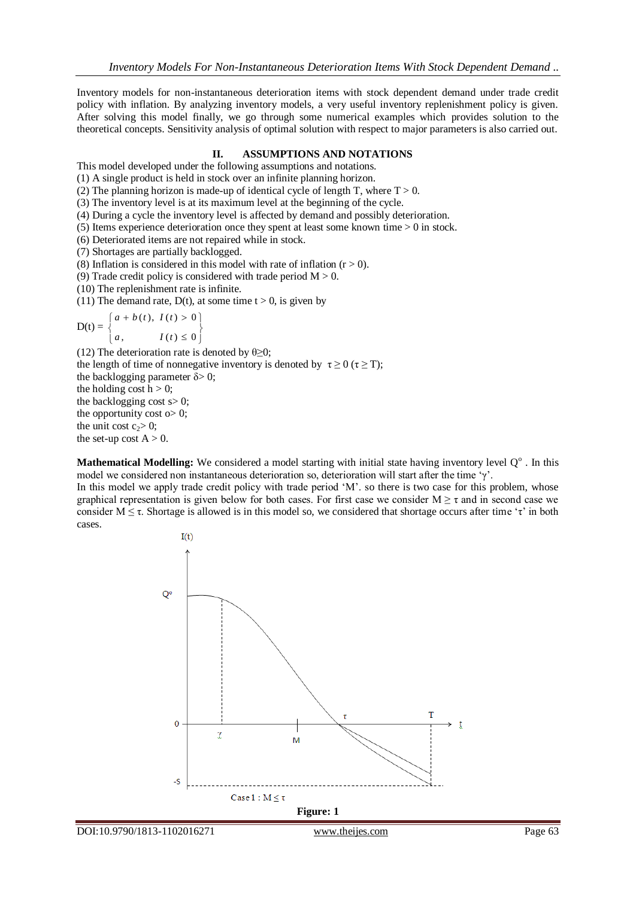Inventory models for non-instantaneous deterioration items with stock dependent demand under trade credit policy with inflation. By analyzing inventory models, a very useful inventory replenishment policy is given. After solving this model finally, we go through some numerical examples which provides solution to the theoretical concepts. Sensitivity analysis of optimal solution with respect to major parameters is also carried out.

## II. ASSUMPTIONS AND NOTATIONS

This model developed under the following assumptions and notations.

(1) A single product is held in stock over an infinite planning horizon.
(2) The planning horizon is made-up of identical cycle of length T, where $T > 0$.
(3) The inventory level is at its maximum level at the beginning of the cycle.
(4) During a cycle the inventory level is affected by demand and possibly deterioration.
(5) Items experience deterioration once they spent at least some known time > 0 in stock.
(6) Deteriorated items are not repaired while in stock.
(7) Shortages are partially backlogged.
(8) Inflation is considered in this model with rate of inflation ($r > 0$).
(9) Trade credit policy is considered with trade period $M > 0$.
(10) The replenishment rate is infinite.
(11) The demand rate, D(t), at some time $t > 0$, is given by

$$D(t) = \begin{cases} a + b(t), & I(t) > 0 \\ a, & I(t) \le 0 \end{cases}$$

(12) The deterioration rate is denoted by $\theta \ge 0$;
the length of time of nonnegative inventory is denoted by $\tau \ge 0$ ($\tau \ge T$);
the backlogging parameter $\delta > 0$;
the holding cost $h > 0$;
the backlogging cost $s > 0$;
the opportunity cost $o > 0$;
the unit cost $c_2 > 0$;
the set-up cost $A > 0$.

**Mathematical Modelling:** We considered a model starting with initial state having inventory level $Q^o$. In this model we considered non instantaneous deterioration so, deterioration will start after the time '$\gamma$'.
In this model we apply trade credit policy with trade period 'M'. so there is two case for this problem, whose graphical representation is given below for both cases. For first case we consider $M \ge \tau$ and in second case we consider $M \le \tau$. Shortage is allowed is in this model so, we considered that shortage occurs after time '$\tau$' in both cases.

Case 1 : $M \le \tau$

**Figure: 1**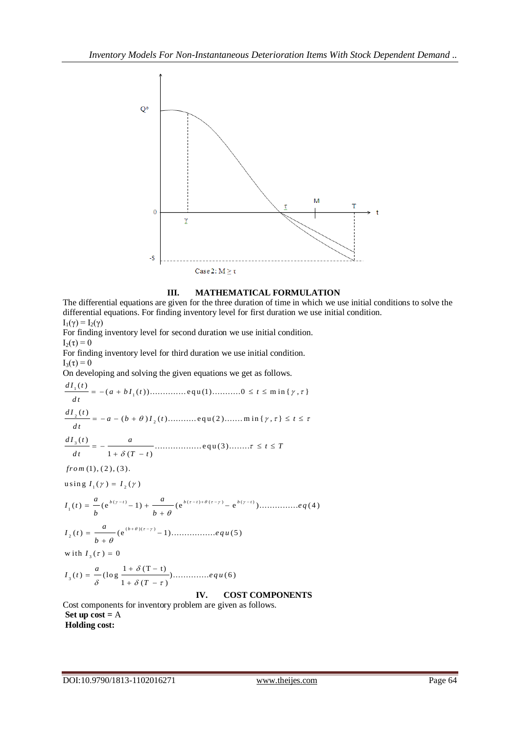Case 2: $M \geq \tau$

## III. MATHEMATICAL FORMULATION

The differential equations are given for the three duration of time in which we use initial conditions to solve the differential equations. For finding inventory level for first duration we use initial condition.

$I_1(\gamma) = I_2(\gamma)$

For finding inventory level for second duration we use initial condition.

$I_2(\tau) = 0$

For finding inventory level for third duration we use initial condition.

$I_3(\tau) = 0$

On developing and solving the given equations we get as follows.

$$\frac{dI_1(t)}{dt} = -(a + bI_1(t))..............\text{equ}(1)...........0 \leq t \leq \min\{\gamma, \tau\}$$

$$\frac{dI_2(t)}{dt} = -a - (b + \theta)I_2(t)...........\text{equ}(2).......\min\{\gamma, \tau\} \leq t \leq \tau$$

$$\frac{dI_3(t)}{dt} = -\frac{a}{1 + \delta(T - t)}..................\text{equ}(3)........\tau \leq t \leq T$$

*from* (1), (2), (3).

using $I_1(\gamma) = I_2(\gamma)$

$$I_1(t) = \frac{a}{b}(e^{b(\gamma - t)} - 1) + \frac{a}{b + \theta}(e^{b(\tau - t) + \theta(\tau - \gamma)} - e^{b(\gamma - t)})...............eq(4)$$

$$I_2(t) = \frac{a}{b + \theta}(e^{(b + \theta)(\tau - \gamma)} - 1).................equ(5)$$

with $I_3(\tau) = 0$

$$I_3(t) = \frac{a}{\delta}(\log \frac{1 + \delta(T - t)}{1 + \delta(T - \tau)})..............equ(6)$$

## IV. COST COMPONENTS

Cost components for inventory problem are given as follows.

**Set up cost =** A

**Holding cost:**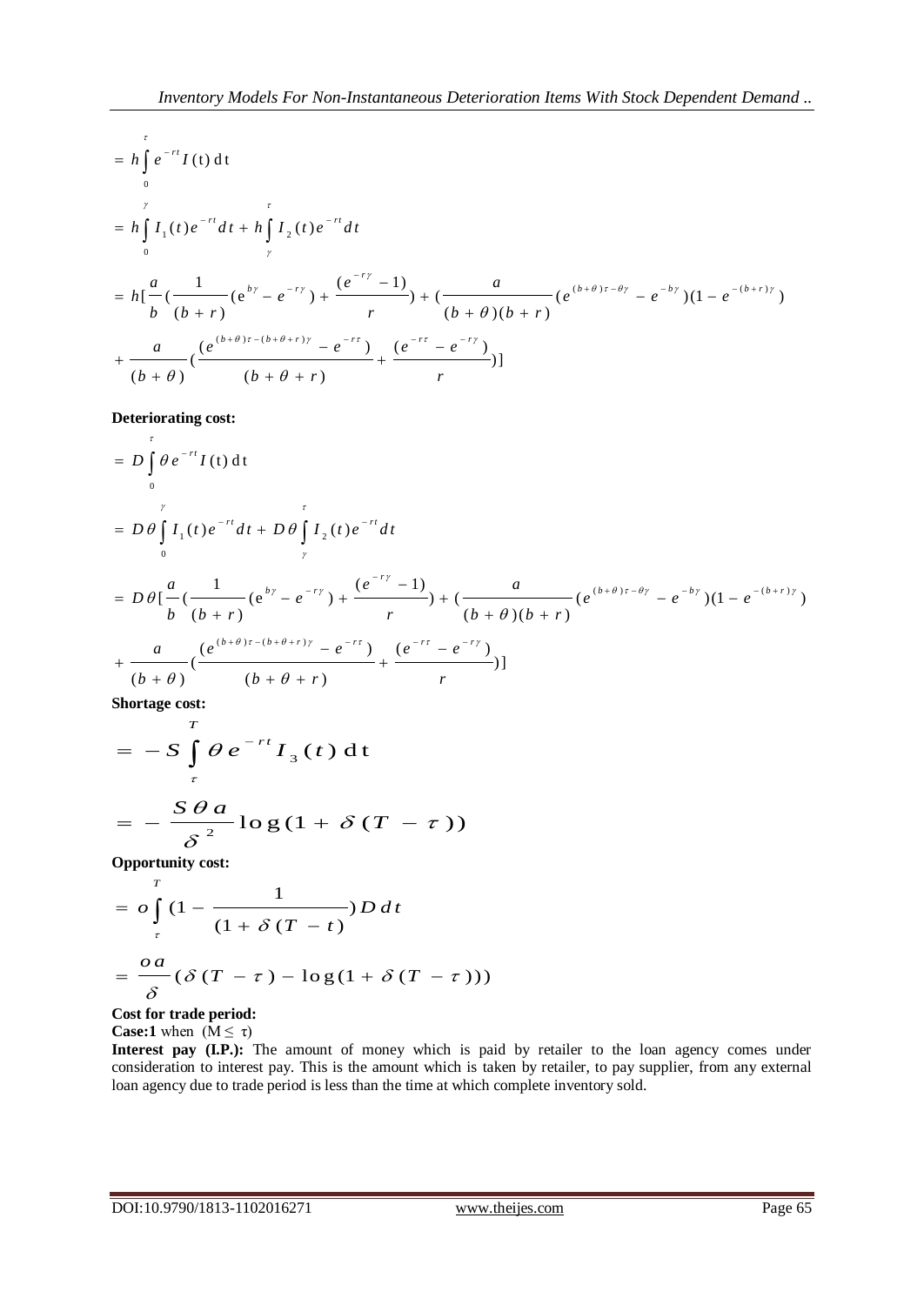$$= h\int_0^{\tau} e^{-rt} I(\mathrm{t})\,\mathrm{dt}$$

$$= h\int_0^{\gamma} I_1(t)e^{-rt}dt + h\int_{\gamma}^{\tau} I_2(t)e^{-rt}dt$$

$$= h[\frac{a}{b}(\frac{1}{(b+r)}(\mathrm{e}^{b\gamma} - e^{-r\gamma}) + \frac{(e^{-r\gamma}-1)}{r}) + (\frac{a}{(b+\theta)(b+r)}(e^{(b+\theta)\tau-\theta\gamma} - e^{-b\gamma})(1-e^{-(b+r)\gamma})$$

$$+ \frac{a}{(b+\theta)}(\frac{(e^{(b+\theta)\tau-(b+\theta+r)\gamma} - e^{-r\tau})}{(b+\theta+r)} + \frac{(e^{-r\tau}-e^{-r\gamma})}{r})]$$

**Deteriorating cost:**

$$= D\int_0^{\tau} \theta e^{-rt} I(\mathrm{t})\,\mathrm{dt}$$

$$= D\theta\int_0^{\gamma} I_1(t)e^{-rt}dt + D\theta\int_{\gamma}^{\tau} I_2(t)e^{-rt}dt$$

$$= D\theta[\frac{a}{b}(\frac{1}{(b+r)}(\mathrm{e}^{b\gamma} - e^{-r\gamma}) + \frac{(e^{-r\gamma}-1)}{r}) + (\frac{a}{(b+\theta)(b+r)}(e^{(b+\theta)\tau-\theta\gamma} - e^{-b\gamma})(1-e^{-(b+r)\gamma})$$

$$+ \frac{a}{(b+\theta)}(\frac{(e^{(b+\theta)\tau-(b+\theta+r)\gamma} - e^{-r\tau})}{(b+\theta+r)} + \frac{(e^{-r\tau}-e^{-r\gamma})}{r})]$$

**Shortage cost:**

$$= -S\int_{\tau}^{T} \theta e^{-rt} I_3(t)\,\mathrm{dt}$$

$$= -\frac{S\theta a}{\delta^2}\log(1+\delta(T-\tau))$$

**Opportunity cost:**

$$= o\int_{\tau}^{T} (1 - \frac{1}{(1+\delta(T-t))})D\,dt$$

$$= \frac{oa}{\delta}(\delta(T-\tau) - \log(1+\delta(T-\tau)))$$

**Cost for trade period:**

**Case:1** when $(M \leq \tau)$

**Interest pay (I.P.):** The amount of money which is paid by retailer to the loan agency comes under consideration to interest pay. This is the amount which is taken by retailer, to pay supplier, from any external loan agency due to trade period is less than the time at which complete inventory sold.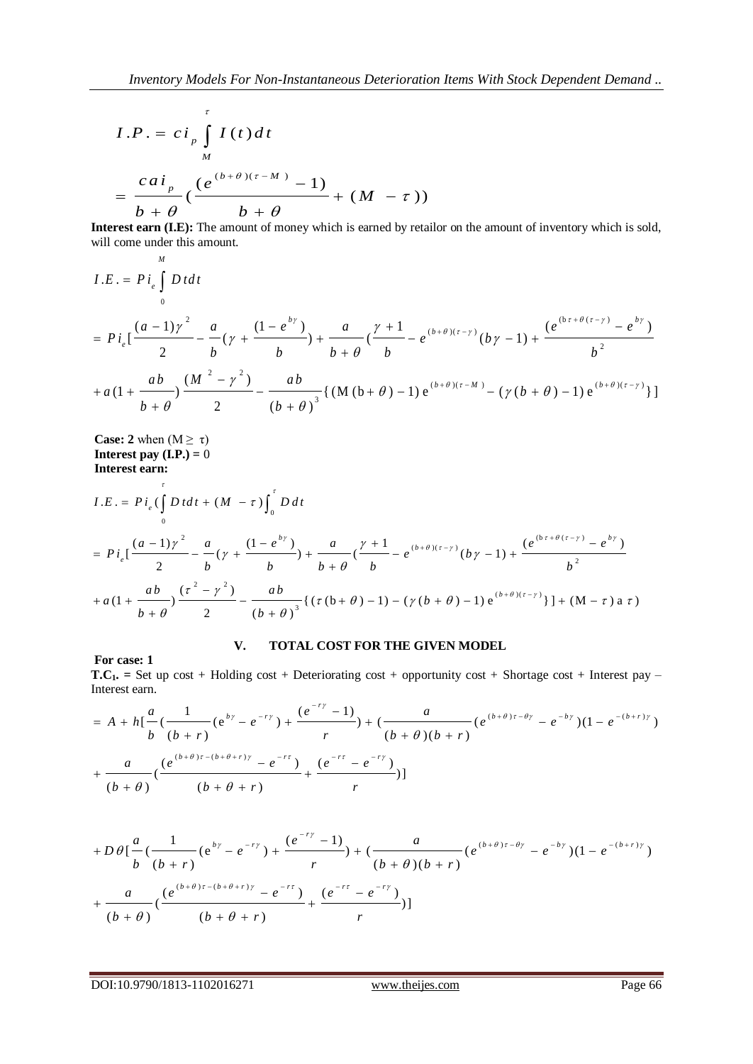$$I.P. = ci_p \int_M^{\tau} I(t)\,dt$$

$$= \frac{ca\,i_p}{b+\theta}\left(\frac{(e^{(b+\theta)(\tau-M)}-1)}{b+\theta} + (M-\tau)\right)$$

**Interest earn (I.E):** The amount of money which is earned by retailor on the amount of inventory which is sold, will come under this amount.

$$I.E. = Pi_e \int_0^M D\,t\,dt$$

$$= Pi_e\left[\frac{(a-1)\gamma^2}{2} - \frac{a}{b}\left(\gamma + \frac{(1-e^{b\gamma})}{b}\right) + \frac{a}{b+\theta}\left(\frac{\gamma+1}{b} - e^{(b+\theta)(\tau-\gamma)}(b\gamma-1) + \frac{(e^{(b\tau+\theta(\tau-\gamma))}-e^{b\gamma})}{b^2}\right.\right.$$

$$\left.\left.+ a\left(1+\frac{ab}{b+\theta}\right)\frac{(M^2-\gamma^2)}{2} - \frac{ab}{(b+\theta)^3}\{(M(b+\theta)-1)\,e^{(b+\theta)(\tau-M)} - (\gamma(b+\theta)-1)\,e^{(b+\theta)(\tau-\gamma)}\}\right]$$

**Case: 2** when $(M \geq \tau)$
**Interest pay (I.P.) =** 0
**Interest earn:**

$$I.E. = Pi_e\left(\int_0^{\tau} D\,t\,dt + (M-\tau)\int_0^{\tau} D\,dt\right.$$

$$= Pi_e\left[\frac{(a-1)\gamma^2}{2} - \frac{a}{b}\left(\gamma + \frac{(1-e^{b\gamma})}{b}\right) + \frac{a}{b+\theta}\left(\frac{\gamma+1}{b} - e^{(b+\theta)(\tau-\gamma)}(b\gamma-1) + \frac{(e^{(b\tau+\theta(\tau-\gamma))}-e^{b\gamma})}{b^2}\right.\right.$$

$$\left.\left.+ a\left(1+\frac{ab}{b+\theta}\right)\frac{(\tau^2-\gamma^2)}{2} - \frac{ab}{(b+\theta)^3}\{(\tau(b+\theta)-1) - (\gamma(b+\theta)-1)\,e^{(b+\theta)(\tau-\gamma)}\}\right] + (M-\tau)\,a\,\tau\right)$$

## V. TOTAL COST FOR THE GIVEN MODEL

**For case: 1**

**$T.C_1$. =** Set up cost + Holding cost + Deteriorating cost + opportunity cost + Shortage cost + Interest pay – Interest earn.

$$= A + h\left[\frac{a}{b}\left(\frac{1}{(b+r)}(e^{b\gamma}-e^{-r\gamma}) + \frac{(e^{-r\gamma}-1)}{r}\right) + \left(\frac{a}{(b+\theta)(b+r)}(e^{(b+\theta)\tau-\theta\gamma}-e^{-b\gamma})(1-e^{-(b+r)\gamma})\right.\right.$$

$$\left.\left.+ \frac{a}{(b+\theta)}\left(\frac{(e^{(b+\theta)\tau-(b+\theta+r)\gamma}-e^{-r\tau})}{(b+\theta+r)} + \frac{(e^{-r\tau}-e^{-r\gamma})}{r}\right)\right]$$

$$+ D\theta\left[\frac{a}{b}\left(\frac{1}{(b+r)}(e^{b\gamma}-e^{-r\gamma}) + \frac{(e^{-r\gamma}-1)}{r}\right) + \left(\frac{a}{(b+\theta)(b+r)}(e^{(b+\theta)\tau-\theta\gamma}-e^{-b\gamma})(1-e^{-(b+r)\gamma})\right.\right.$$

$$\left.\left.+ \frac{a}{(b+\theta)}\left(\frac{(e^{(b+\theta)\tau-(b+\theta+r)\gamma}-e^{-r\tau})}{(b+\theta+r)} + \frac{(e^{-r\tau}-e^{-r\gamma})}{r}\right)\right]$$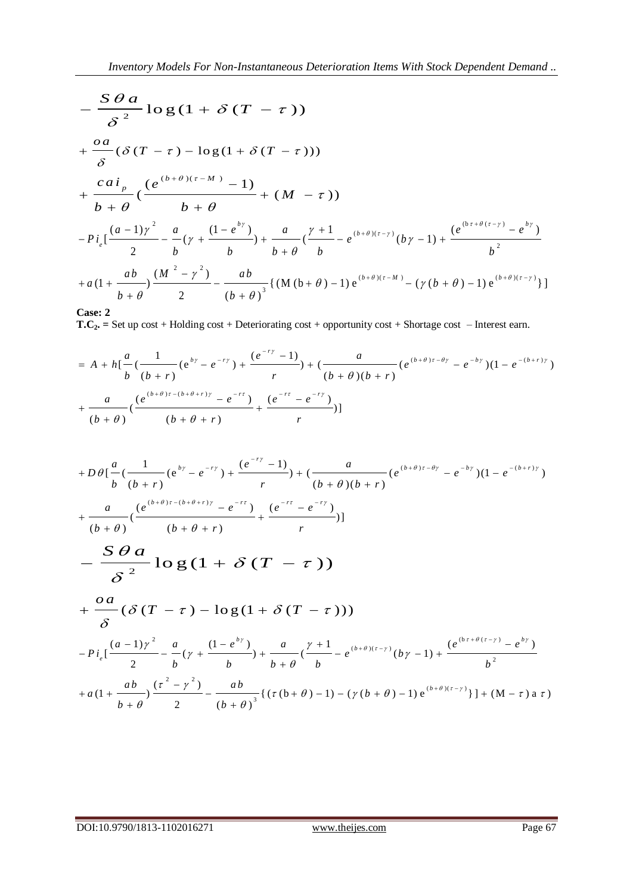$$- \frac{S\theta a}{\delta^2} \log(1 + \delta(T - \tau))$$

$$+ \frac{oa}{\delta}(\delta(T - \tau) - \log(1 + \delta(T - \tau)))$$

$$+ \frac{c a i_p}{b + \theta}\left(\frac{(e^{(b+\theta)(\tau - M)} - 1)}{b + \theta} + (M - \tau)\right)$$

$$- P i_e [\frac{(a-1)\gamma^2}{2} - \frac{a}{b}(\gamma + \frac{(1 - e^{b\gamma})}{b}) + \frac{a}{b+\theta}(\frac{\gamma + 1}{b} - e^{(b+\theta)(\tau - \gamma)}(b\gamma - 1) + \frac{(e^{(b\tau + \theta(\tau - \gamma))} - e^{b\gamma})}{b^2}$$

$$+ a(1 + \frac{ab}{b+\theta})\frac{(M^2 - \gamma^2)}{2} - \frac{ab}{(b+\theta)^3}\{(M(b+\theta) - 1)e^{(b+\theta)(\tau - M)} - (\gamma(b+\theta) - 1)e^{(b+\theta)(\tau - \gamma)}\}]$$

**Case: 2**

**T.C$_2$. =** Set up cost + Holding cost + Deteriorating cost + opportunity cost + Shortage cost – Interest earn.

$$= A + h[\frac{a}{b}(\frac{1}{(b+r)}(e^{b\gamma} - e^{-r\gamma}) + \frac{(e^{-r\gamma} - 1)}{r}) + (\frac{a}{(b+\theta)(b+r)}(e^{(b+\theta)\tau - \theta\gamma} - e^{-b\gamma})(1 - e^{-(b+r)\gamma})$$

$$+ \frac{a}{(b+\theta)}(\frac{(e^{(b+\theta)\tau - (b+\theta+r)\gamma} - e^{-r\tau})}{(b+\theta+r)} + \frac{(e^{-r\tau} - e^{-r\gamma})}{r})]$$

$$+ D\theta[\frac{a}{b}(\frac{1}{(b+r)}(e^{b\gamma} - e^{-r\gamma}) + \frac{(e^{-r\gamma} - 1)}{r}) + (\frac{a}{(b+\theta)(b+r)}(e^{(b+\theta)\tau - \theta\gamma} - e^{-b\gamma})(1 - e^{-(b+r)\gamma})$$

$$+ \frac{a}{(b+\theta)}(\frac{(e^{(b+\theta)\tau - (b+\theta+r)\gamma} - e^{-r\tau})}{(b+\theta+r)} + \frac{(e^{-r\tau} - e^{-r\gamma})}{r})]$$

$$- \frac{S\theta a}{\delta^2} \log(1 + \delta(T - \tau))$$

$$+ \frac{oa}{\delta}(\delta(T - \tau) - \log(1 + \delta(T - \tau)))$$

$$- P i_e [\frac{(a-1)\gamma^2}{2} - \frac{a}{b}(\gamma + \frac{(1 - e^{b\gamma})}{b}) + \frac{a}{b+\theta}(\frac{\gamma + 1}{b} - e^{(b+\theta)(\tau - \gamma)}(b\gamma - 1) + \frac{(e^{(b\tau + \theta(\tau - \gamma))} - e^{b\gamma})}{b^2}$$

$$+ a(1 + \frac{ab}{b+\theta})\frac{(\tau^2 - \gamma^2)}{2} - \frac{ab}{(b+\theta)^3}\{(\tau(b+\theta) - 1) - (\gamma(b+\theta) - 1)e^{(b+\theta)(\tau - \gamma)}\}] + (M - \tau)\, a\, \tau)$$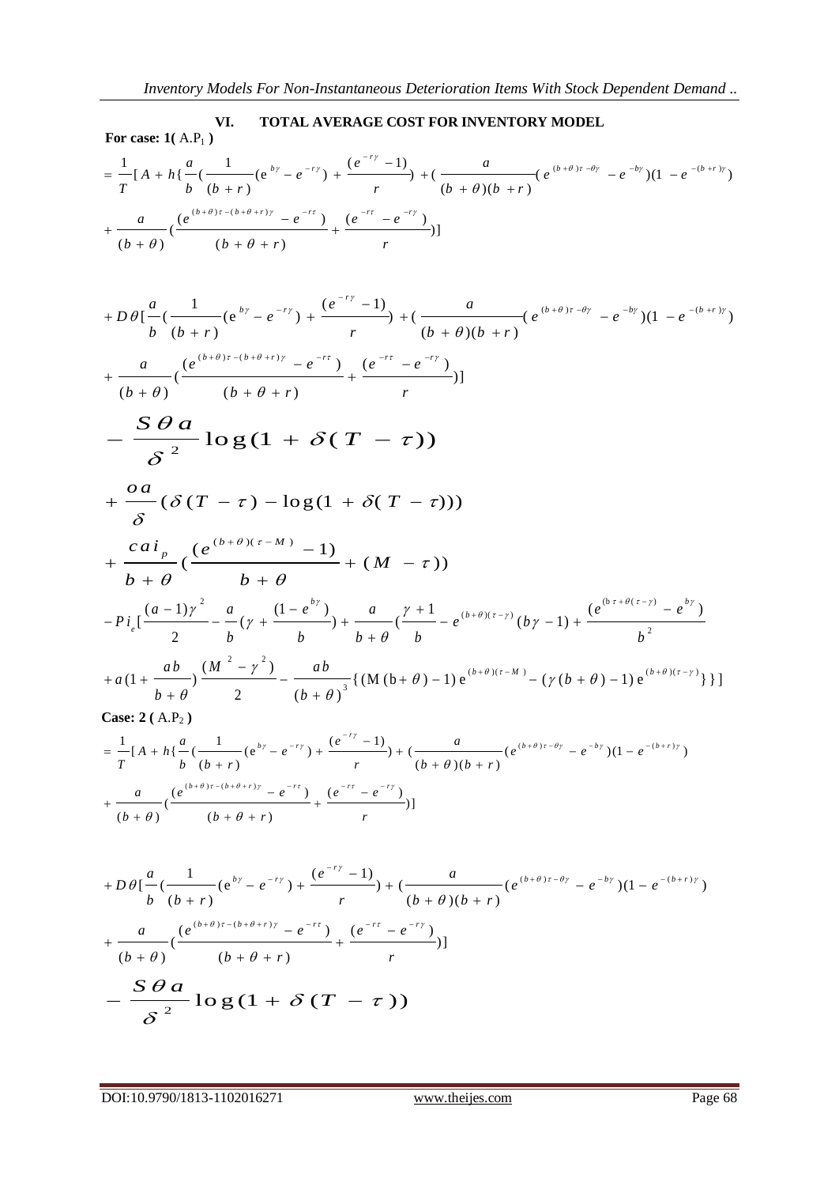## VI. TOTAL AVERAGE COST FOR INVENTORY MODEL

**For case: 1( $A.P_1$ )**

$$
= \frac{1}{T}[A + h\{\frac{a}{b}(\frac{1}{(b+r)}(e^{b\gamma} - e^{-r\gamma}) + \frac{(e^{-r\gamma}-1)}{r}) + (\frac{a}{(b+\theta)(b+r)}(e^{(b+\theta)\tau-\theta\gamma} - e^{-b\gamma})(1-e^{-(b+r)\gamma})
$$

$$
+ \frac{a}{(b+\theta)}(\frac{(e^{(b+\theta)\tau-(b+\theta+r)\gamma} - e^{-r\tau})}{(b+\theta+r)} + \frac{(e^{-r\tau} - e^{-r\gamma})}{r})]
$$

$$
+ D\theta[\frac{a}{b}(\frac{1}{(b+r)}(e^{b\gamma} - e^{-r\gamma}) + \frac{(e^{-r\gamma}-1)}{r}) + (\frac{a}{(b+\theta)(b+r)}(e^{(b+\theta)\tau-\theta\gamma} - e^{-b\gamma})(1-e^{-(b+r)\gamma})
$$

$$
+ \frac{a}{(b+\theta)}(\frac{(e^{(b+\theta)\tau-(b+\theta+r)\gamma} - e^{-r\tau})}{(b+\theta+r)} + \frac{(e^{-r\tau} - e^{-r\gamma})}{r})]
$$

$$
- \frac{S\theta a}{\delta^2}\log(1+\delta(T-\tau))
$$

$$
+ \frac{oa}{\delta}(\delta(T-\tau) - \log(1+\delta(T-\tau)))
$$

$$
+ \frac{c a i_p}{b+\theta}(\frac{(e^{(b+\theta)(\tau-M)}-1)}{b+\theta} + (M-\tau))
$$

$$
- P i_e[\frac{(a-1)\gamma^2}{2} - \frac{a}{b}(\gamma + \frac{(1-e^{b\gamma})}{b}) + \frac{a}{b+\theta}(\frac{\gamma+1}{b} - e^{(b+\theta)(\tau-\gamma)}(b\gamma-1) + \frac{(e^{(b\tau+\theta(\tau-\gamma))} - e^{b\gamma})}{b^2}
$$

$$
+ a(1+\frac{ab}{b+\theta})\frac{(M^2-\gamma^2)}{2} - \frac{ab}{(b+\theta)^3}\{(M(b+\theta)-1)e^{(b+\theta)(\tau-M)} - (\gamma(b+\theta)-1)e^{(b+\theta)(\tau-\gamma)}\}\}]
$$

**Case: 2 ( $A.P_2$ )**

$$
= \frac{1}{T}[A + h\{\frac{a}{b}(\frac{1}{(b+r)}(e^{b\gamma} - e^{-r\gamma}) + \frac{(e^{-r\gamma}-1)}{r}) + (\frac{a}{(b+\theta)(b+r)}(e^{(b+\theta)\tau-\theta\gamma} - e^{-b\gamma})(1-e^{-(b+r)\gamma})
$$

$$
+ \frac{a}{(b+\theta)}(\frac{(e^{(b+\theta)\tau-(b+\theta+r)\gamma} - e^{-r\tau})}{(b+\theta+r)} + \frac{(e^{-r\tau} - e^{-r\gamma})}{r})]
$$

$$
+ D\theta[\frac{a}{b}(\frac{1}{(b+r)}(e^{b\gamma} - e^{-r\gamma}) + \frac{(e^{-r\gamma}-1)}{r}) + (\frac{a}{(b+\theta)(b+r)}(e^{(b+\theta)\tau-\theta\gamma} - e^{-b\gamma})(1-e^{-(b+r)\gamma})
$$

$$
+ \frac{a}{(b+\theta)}(\frac{(e^{(b+\theta)\tau-(b+\theta+r)\gamma} - e^{-r\tau})}{(b+\theta+r)} + \frac{(e^{-r\tau} - e^{-r\gamma})}{r})]
$$

$$
- \frac{S\theta a}{\delta^2}\log(1+\delta(T-\tau))
$$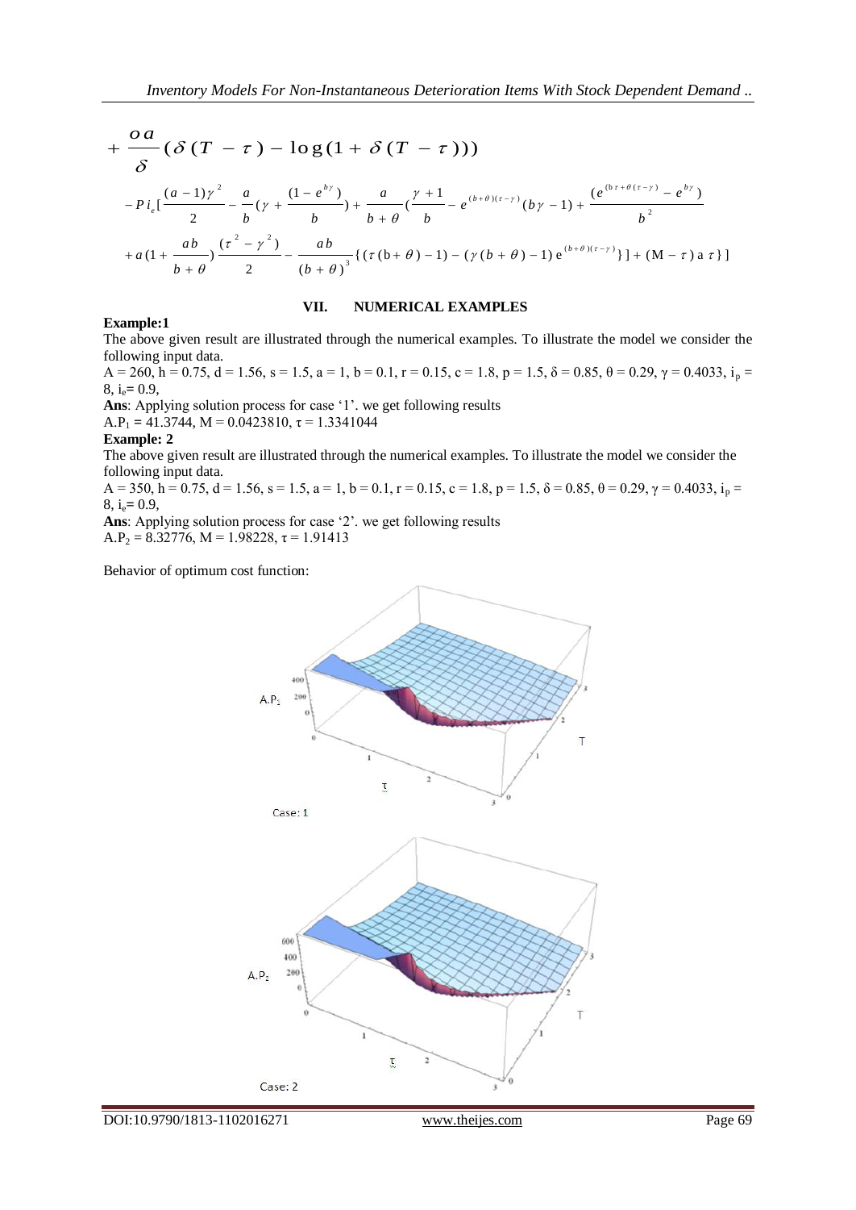$$+\frac{oa}{\delta}(\delta(T-\tau)-\log(1+\delta(T-\tau)))$$

$$-Pi_e[\frac{(a-1)\gamma^2}{2}-\frac{a}{b}(\gamma+\frac{(1-e^{b\gamma})}{b})+\frac{a}{b+\theta}(\frac{\gamma+1}{b}-e^{(b+\theta)(\tau-\gamma)}(b\gamma-1)+\frac{(e^{(b\tau+\theta(\tau-\gamma))}-e^{b\gamma})}{b^2}$$

$$+a(1+\frac{ab}{b+\theta})\frac{(\tau^2-\gamma^2)}{2}-\frac{ab}{(b+\theta)^3}\{(\tau(b+\theta)-1)-(\gamma(b+\theta)-1)e^{(b+\theta)(\tau-\gamma)}\}]+(M-\tau)a\tau\}]$$

## VII. NUMERICAL EXAMPLES

**Example:1**

The above given result are illustrated through the numerical examples. To illustrate the model we consider the following input data.

A = 260, h = 0.75, d = 1.56, s = 1.5, a = 1, b = 0.1, r = 0.15, c = 1.8, p = 1.5, $\delta$ = 0.85, $\theta$ = 0.29, $\gamma$ = 0.4033, $i_p$ = 8, $i_e$= 0.9,

**Ans**: Applying solution process for case '1'. we get following results

$A.P_1$ = 41.3744, M = 0.0423810, $\tau$ = 1.3341044

**Example: 2**

The above given result are illustrated through the numerical examples. To illustrate the model we consider the following input data.

A = 350, h = 0.75, d = 1.56, s = 1.5, a = 1, b = 0.1, r = 0.15, c = 1.8, p = 1.5, $\delta$ = 0.85, $\theta$ = 0.29, $\gamma$ = 0.4033, $i_p$ = 8, $i_e$= 0.9,

**Ans**: Applying solution process for case '2'. we get following results

$A.P_2$ = 8.32776, M = 1.98228, $\tau$ = 1.91413

Behavior of optimum cost function:

Case: 1

Case: 2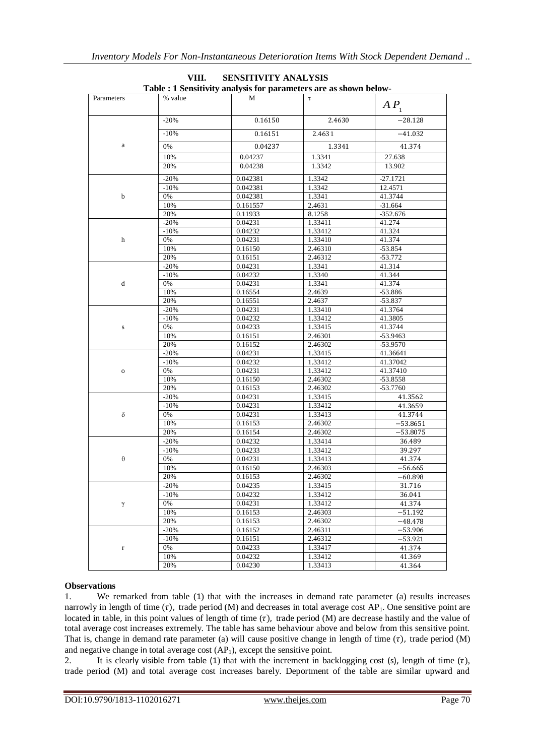## VIII. SENSITIVITY ANALYSIS

**Table : 1 Sensitivity analysis for parameters are as shown below-**

| Parameters | % value | M | τ | $AP_1$ |
|---|---|---|---|---|
| a | -20% | 0.16150 | 2.4630 | −28.128 |
| | -10% | 0.16151 | 2.4631 | −41.032 |
| | 0% | 0.04237 | 1.3341 | 41.374 |
| | 10% | 0.04237 | 1.3341 | 27.638 |
| | 20% | 0.04238 | 1.3342 | 13.902 |
| b | -20% | 0.042381 | 1.3342 | -27.1721 |
| | -10% | 0.042381 | 1.3342 | 12.4571 |
| | 0% | 0.042381 | 1.3341 | 41.3744 |
| | 10% | 0.161557 | 2.4631 | -31.664 |
| | 20% | 0.11933 | 8.1258 | -352.676 |
| h | -20% | 0.04231 | 1.33411 | 41.274 |
| | -10% | 0.04232 | 1.33412 | 41.324 |
| | 0% | 0.04231 | 1.33410 | 41.374 |
| | 10% | 0.16150 | 2.46310 | -53.854 |
| | 20% | 0.16151 | 2.46312 | -53.772 |
| d | -20% | 0.04231 | 1.3341 | 41.314 |
| | -10% | 0.04232 | 1.3340 | 41.344 |
| | 0% | 0.04231 | 1.3341 | 41.374 |
| | 10% | 0.16554 | 2.4639 | -53.886 |
| | 20% | 0.16551 | 2.4637 | -53.837 |
| s | -20% | 0.04231 | 1.33410 | 41.3764 |
| | -10% | 0.04232 | 1.33412 | 41.3805 |
| | 0% | 0.04233 | 1.33415 | 41.3744 |
| | 10% | 0.16151 | 2.46301 | -53.9463 |
| | 20% | 0.16152 | 2.46302 | -53.9570 |
| o | -20% | 0.04231 | 1.33415 | 41.36641 |
| | -10% | 0.04232 | 1.33412 | 41.37042 |
| | 0% | 0.04231 | 1.33412 | 41.37410 |
| | 10% | 0.16150 | 2.46302 | -53.8558 |
| | 20% | 0.16153 | 2.46302 | -53.7760 |
| δ | -20% | 0.04231 | 1.33415 | 41.3562 |
| | -10% | 0.04231 | 1.33412 | 41.3659 |
| | 0% | 0.04231 | 1.33413 | 41.3744 |
| | 10% | 0.16153 | 2.46302 | −53.8651 |
| | 20% | 0.16154 | 2.46302 | −53.8075 |
| θ | -20% | 0.04232 | 1.33414 | 36.489 |
| | -10% | 0.04233 | 1.33412 | 39.297 |
| | 0% | 0.04231 | 1.33413 | 41.374 |
| | 10% | 0.16150 | 2.46303 | −56.665 |
| | 20% | 0.16153 | 2.46302 | −60.898 |
| γ | -20% | 0.04235 | 1.33415 | 31.716 |
| | -10% | 0.04232 | 1.33412 | 36.041 |
| | 0% | 0.04231 | 1.33412 | 41.374 |
| | 10% | 0.16153 | 2.46303 | −51.192 |
| | 20% | 0.16153 | 2.46302 | −48.478 |
| r | -20% | 0.16152 | 2.46311 | −53.906 |
| | -10% | 0.16151 | 2.46312 | −53.921 |
| | 0% | 0.04233 | 1.33417 | 41.374 |
| | 10% | 0.04232 | 1.33412 | 41.369 |
| | 20% | 0.04230 | 1.33413 | 41.364 |

**Observations**

1. We remarked from table (1) that with the increases in demand rate parameter (a) results increases narrowly in length of time ($\tau$), trade period (M) and decreases in total average cost $AP_1$. One sensitive point are located in table, in this point values of length of time ($\tau$), trade period (M) are decrease hastily and the value of total average cost increases extremely. The table has same behaviour above and below from this sensitive point. That is, change in demand rate parameter (a) will cause positive change in length of time ($\tau$), trade period (M) and negative change in total average cost ($AP_1$), except the sensitive point.
2. It is clearly visible from table (1) that with the increment in backlogging cost (s), length of time ($\tau$), trade period (M) and total average cost increases barely. Deportment of the table are similar upward and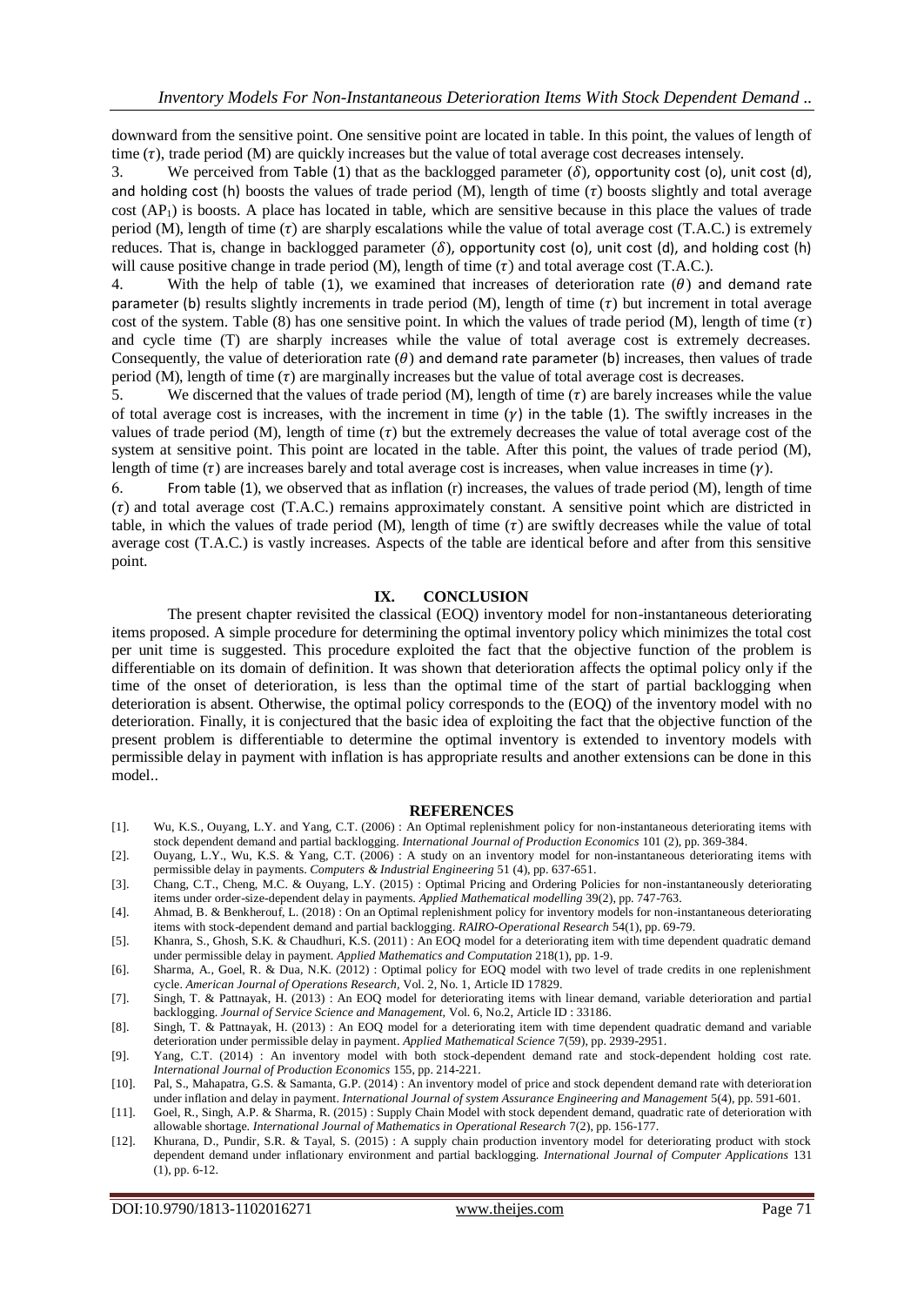downward from the sensitive point. One sensitive point are located in table. In this point, the values of length of time ($\tau$), trade period (M) are quickly increases but the value of total average cost decreases intensely.

3. We perceived from Table (1) that as the backlogged parameter ($\delta$), opportunity cost (o), unit cost (d), and holding cost (h) boosts the values of trade period (M), length of time ($\tau$) boosts slightly and total average cost ($AP_1$) is boosts. A place has located in table, which are sensitive because in this place the values of trade period (M), length of time ($\tau$) are sharply escalations while the value of total average cost (T.A.C.) is extremely reduces. That is, change in backlogged parameter ($\delta$), opportunity cost (o), unit cost (d), and holding cost (h) will cause positive change in trade period (M), length of time ($\tau$) and total average cost (T.A.C.).

4. With the help of table (1), we examined that increases of deterioration rate ($\theta$) and demand rate parameter (b) results slightly increments in trade period (M), length of time ($\tau$) but increment in total average cost of the system. Table (8) has one sensitive point. In which the values of trade period (M), length of time ($\tau$) and cycle time (T) are sharply increases while the value of total average cost is extremely decreases. Consequently, the value of deterioration rate ($\theta$) and demand rate parameter (b) increases, then values of trade period (M), length of time ($\tau$) are marginally increases but the value of total average cost is decreases.

5. We discerned that the values of trade period (M), length of time ($\tau$) are barely increases while the value of total average cost is increases, with the increment in time ($\gamma$) in the table (1). The swiftly increases in the values of trade period (M), length of time ($\tau$) but the extremely decreases the value of total average cost of the system at sensitive point. This point are located in the table. After this point, the values of trade period (M), length of time ($\tau$) are increases barely and total average cost is increases, when value increases in time ($\gamma$).

6. From table (1), we observed that as inflation (r) increases, the values of trade period (M), length of time ($\tau$) and total average cost (T.A.C.) remains approximately constant. A sensitive point which are districted in table, in which the values of trade period (M), length of time ($\tau$) are swiftly decreases while the value of total average cost (T.A.C.) is vastly increases. Aspects of the table are identical before and after from this sensitive point.

## IX. CONCLUSION

The present chapter revisited the classical (EOQ) inventory model for non-instantaneous deteriorating items proposed. A simple procedure for determining the optimal inventory policy which minimizes the total cost per unit time is suggested. This procedure exploited the fact that the objective function of the problem is differentiable on its domain of definition. It was shown that deterioration affects the optimal policy only if the time of the onset of deterioration, is less than the optimal time of the start of partial backlogging when deterioration is absent. Otherwise, the optimal policy corresponds to the (EOQ) of the inventory model with no deterioration. Finally, it is conjectured that the basic idea of exploiting the fact that the objective function of the present problem is differentiable to determine the optimal inventory is extended to inventory models with permissible delay in payment with inflation is has appropriate results and another extensions can be done in this model..

## REFERENCES

[1]. Wu, K.S., Ouyang, L.Y. and Yang, C.T. (2006) : An Optimal replenishment policy for non-instantaneous deteriorating items with stock dependent demand and partial backlogging. *International Journal of Production Economics* 101 (2), pp. 369-384.

[2]. Ouyang, L.Y., Wu, K.S. & Yang, C.T. (2006) : A study on an inventory model for non-instantaneous deteriorating items with permissible delay in payments. *Computers & Industrial Engineering* 51 (4), pp. 637-651.

[3]. Chang, C.T., Cheng, M.C. & Ouyang, L.Y. (2015) : Optimal Pricing and Ordering Policies for non-instantaneously deteriorating items under order-size-dependent delay in payments. *Applied Mathematical modelling* 39(2), pp. 747-763.

[4]. Ahmad, B. & Benkherouf, L. (2018) : On an Optimal replenishment policy for inventory models for non-instantaneous deteriorating items with stock-dependent demand and partial backlogging. *RAIRO-Operational Research* 54(1), pp. 69-79.

[5]. Khanra, S., Ghosh, S.K. & Chaudhuri, K.S. (2011) : An EOQ model for a deteriorating item with time dependent quadratic demand under permissible delay in payment. *Applied Mathematics and Computation* 218(1), pp. 1-9.

[6]. Sharma, A., Goel, R. & Dua, N.K. (2012) : Optimal policy for EOQ model with two level of trade credits in one replenishment cycle. *American Journal of Operations Research*, Vol. 2, No. 1, Article ID 17829.

[7]. Singh, T. & Pattnayak, H. (2013) : An EOQ model for deteriorating items with linear demand, variable deterioration and partial backlogging. *Journal of Service Science and Management*, Vol. 6, No.2, Article ID : 33186.

[8]. Singh, T. & Pattnayak, H. (2013) : An EOQ model for a deteriorating item with time dependent quadratic demand and variable deterioration under permissible delay in payment. *Applied Mathematical Science* 7(59), pp. 2939-2951.

[9]. Yang, C.T. (2014) : An inventory model with both stock-dependent demand rate and stock-dependent holding cost rate. *International Journal of Production Economics* 155, pp. 214-221.

[10]. Pal, S., Mahapatra, G.S. & Samanta, G.P. (2014) : An inventory model of price and stock dependent demand rate with deterioration under inflation and delay in payment. *International Journal of system Assurance Engineering and Management* 5(4), pp. 591-601.

[11]. Goel, R., Singh, A.P. & Sharma, R. (2015) : Supply Chain Model with stock dependent demand, quadratic rate of deterioration with allowable shortage. *International Journal of Mathematics in Operational Research* 7(2), pp. 156-177.

[12]. Khurana, D., Pundir, S.R. & Tayal, S. (2015) : A supply chain production inventory model for deteriorating product with stock dependent demand under inflationary environment and partial backlogging. *International Journal of Computer Applications* 131 (1), pp. 6-12.